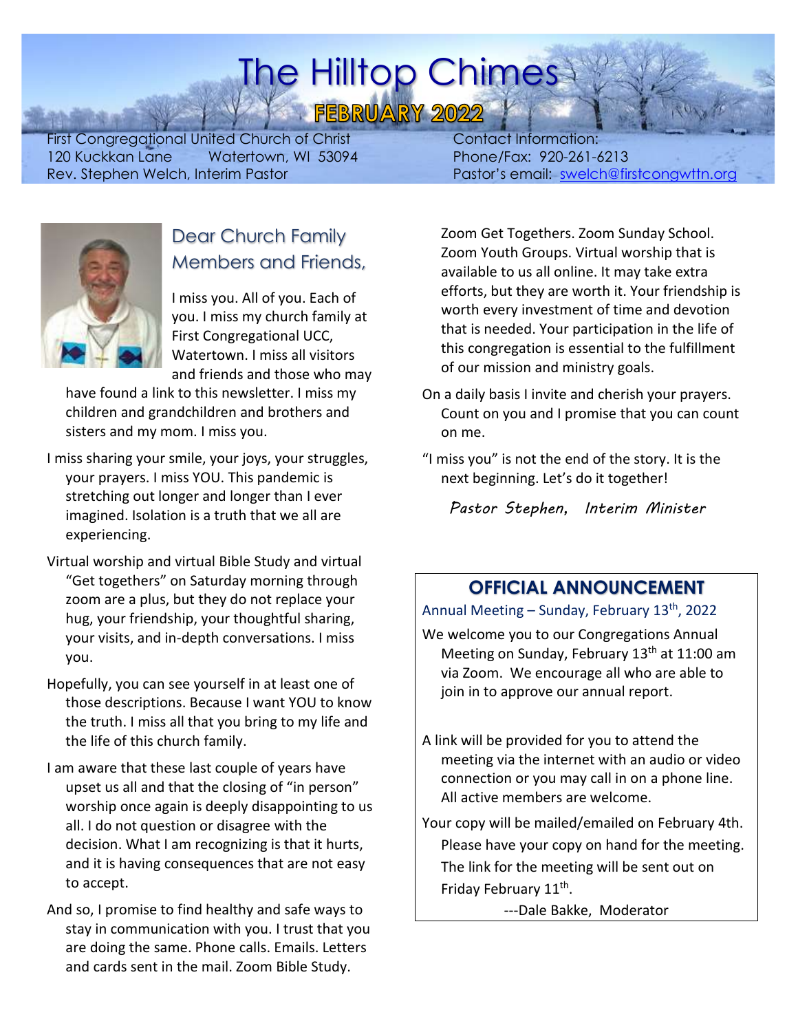# The Hilltop Chimes

## FEBRUARY 2022

First Congregational United Church of Christ
120 Kuckkan Lane Watertown, WI 53094
Rev. Stephen Welch, Interim Pastor

Contact Information:
Phone/Fax: 920-261-6213
Pastor's email: swelch@firstcongwttn.org

## Dear Church Family Members and Friends,

I miss you. All of you. Each of you. I miss my church family at First Congregational UCC, Watertown. I miss all visitors and friends and those who may have found a link to this newsletter. I miss my children and grandchildren and brothers and sisters and my mom. I miss you.

I miss sharing your smile, your joys, your struggles, your prayers. I miss YOU. This pandemic is stretching out longer and longer than I ever imagined. Isolation is a truth that we all are experiencing.

Virtual worship and virtual Bible Study and virtual "Get togethers" on Saturday morning through zoom are a plus, but they do not replace your hug, your friendship, your thoughtful sharing, your visits, and in-depth conversations. I miss you.

Hopefully, you can see yourself in at least one of those descriptions. Because I want YOU to know the truth. I miss all that you bring to my life and the life of this church family.

I am aware that these last couple of years have upset us all and that the closing of "in person" worship once again is deeply disappointing to us all. I do not question or disagree with the decision. What I am recognizing is that it hurts, and it is having consequences that are not easy to accept.

And so, I promise to find healthy and safe ways to stay in communication with you. I trust that you are doing the same. Phone calls. Emails. Letters and cards sent in the mail. Zoom Bible Study. Zoom Get Togethers. Zoom Sunday School. Zoom Youth Groups. Virtual worship that is available to us all online. It may take extra efforts, but they are worth it. Your friendship is worth every investment of time and devotion that is needed. Your participation in the life of this congregation is essential to the fulfillment of our mission and ministry goals.

On a daily basis I invite and cherish your prayers. Count on you and I promise that you can count on me.

"I miss you" is not the end of the story. It is the next beginning. Let's do it together!

*Pastor Stephen, Interim Minister*

## OFFICIAL ANNOUNCEMENT

Annual Meeting – Sunday, February 13th, 2022

We welcome you to our Congregations Annual Meeting on Sunday, February 13th at 11:00 am via Zoom. We encourage all who are able to join in to approve our annual report.

A link will be provided for you to attend the meeting via the internet with an audio or video connection or you may call in on a phone line. All active members are welcome.

Your copy will be mailed/emailed on February 4th. Please have your copy on hand for the meeting. The link for the meeting will be sent out on Friday February 11th.

---Dale Bakke, Moderator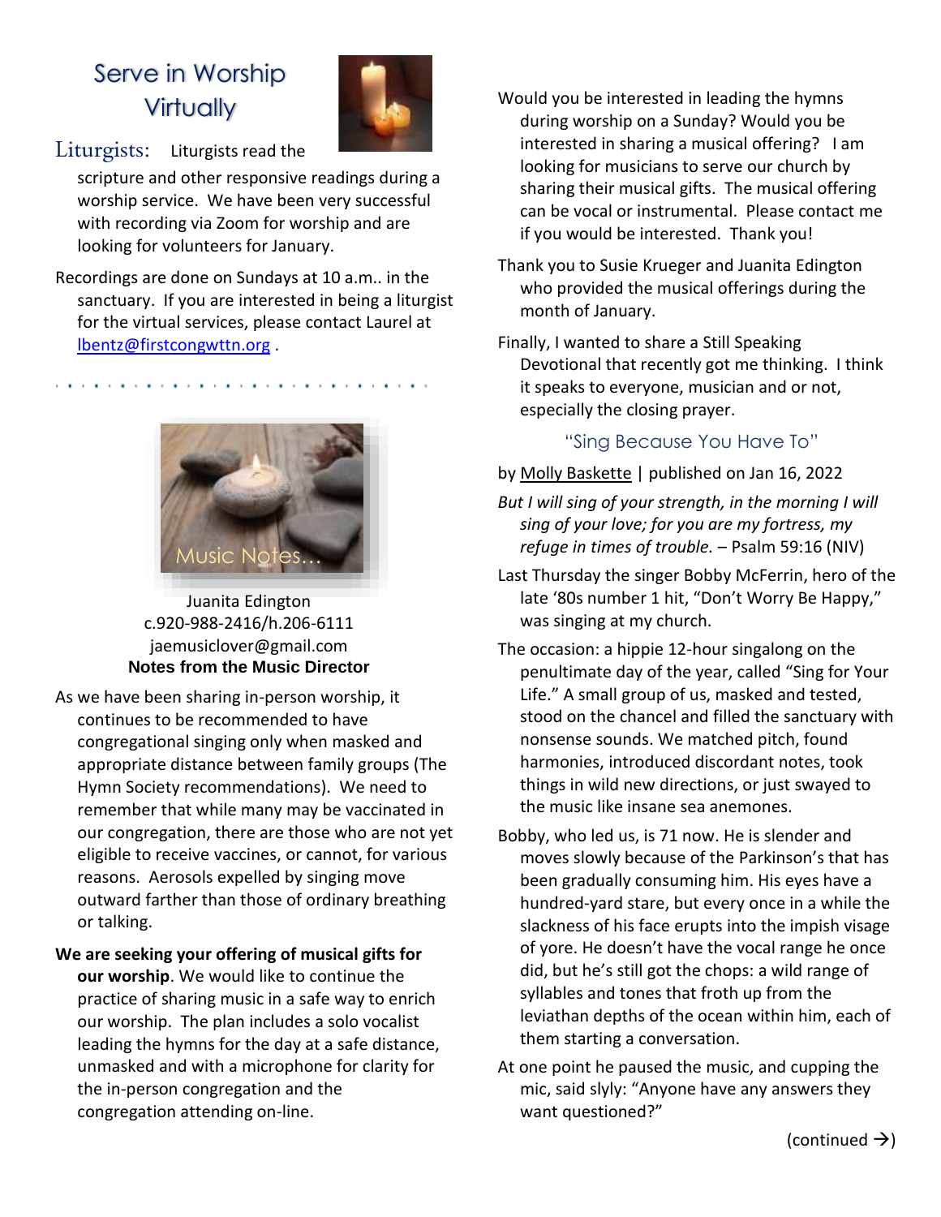## Serve in Worship Virtually

**Liturgists:** Liturgists read the scripture and other responsive readings during a worship service. We have been very successful with recording via Zoom for worship and are looking for volunteers for January.

Recordings are done on Sundays at 10 a.m.. in the sanctuary. If you are interested in being a liturgist for the virtual services, please contact Laurel at lbentz@firstcongwttn.org .

## Music Notes...

Juanita Edington
c.920-988-2416/h.206-6111
jaemusiclover@gmail.com

**Notes from the Music Director**

As we have been sharing in-person worship, it continues to be recommended to have congregational singing only when masked and appropriate distance between family groups (The Hymn Society recommendations). We need to remember that while many may be vaccinated in our congregation, there are those who are not yet eligible to receive vaccines, or cannot, for various reasons. Aerosols expelled by singing move outward farther than those of ordinary breathing or talking.

**We are seeking your offering of musical gifts for our worship**. We would like to continue the practice of sharing music in a safe way to enrich our worship. The plan includes a solo vocalist leading the hymns for the day at a safe distance, unmasked and with a microphone for clarity for the in-person congregation and the congregation attending on-line.

Would you be interested in leading the hymns during worship on a Sunday? Would you be interested in sharing a musical offering? I am looking for musicians to serve our church by sharing their musical gifts. The musical offering can be vocal or instrumental. Please contact me if you would be interested. Thank you!

Thank you to Susie Krueger and Juanita Edington who provided the musical offerings during the month of January.

Finally, I wanted to share a Still Speaking Devotional that recently got me thinking. I think it speaks to everyone, musician and or not, especially the closing prayer.

### "Sing Because You Have To"

by Molly Baskette | published on Jan 16, 2022

*But I will sing of your strength, in the morning I will sing of your love; for you are my fortress, my refuge in times of trouble.* – Psalm 59:16 (NIV)

Last Thursday the singer Bobby McFerrin, hero of the late '80s number 1 hit, "Don't Worry Be Happy," was singing at my church.

The occasion: a hippie 12-hour singalong on the penultimate day of the year, called "Sing for Your Life." A small group of us, masked and tested, stood on the chancel and filled the sanctuary with nonsense sounds. We matched pitch, found harmonies, introduced discordant notes, took things in wild new directions, or just swayed to the music like insane sea anemones.

Bobby, who led us, is 71 now. He is slender and moves slowly because of the Parkinson's that has been gradually consuming him. His eyes have a hundred-yard stare, but every once in a while the slackness of his face erupts into the impish visage of yore. He doesn't have the vocal range he once did, but he's still got the chops: a wild range of syllables and tones that froth up from the leviathan depths of the ocean within him, each of them starting a conversation.

At one point he paused the music, and cupping the mic, said slyly: "Anyone have any answers they want questioned?"

(continued →)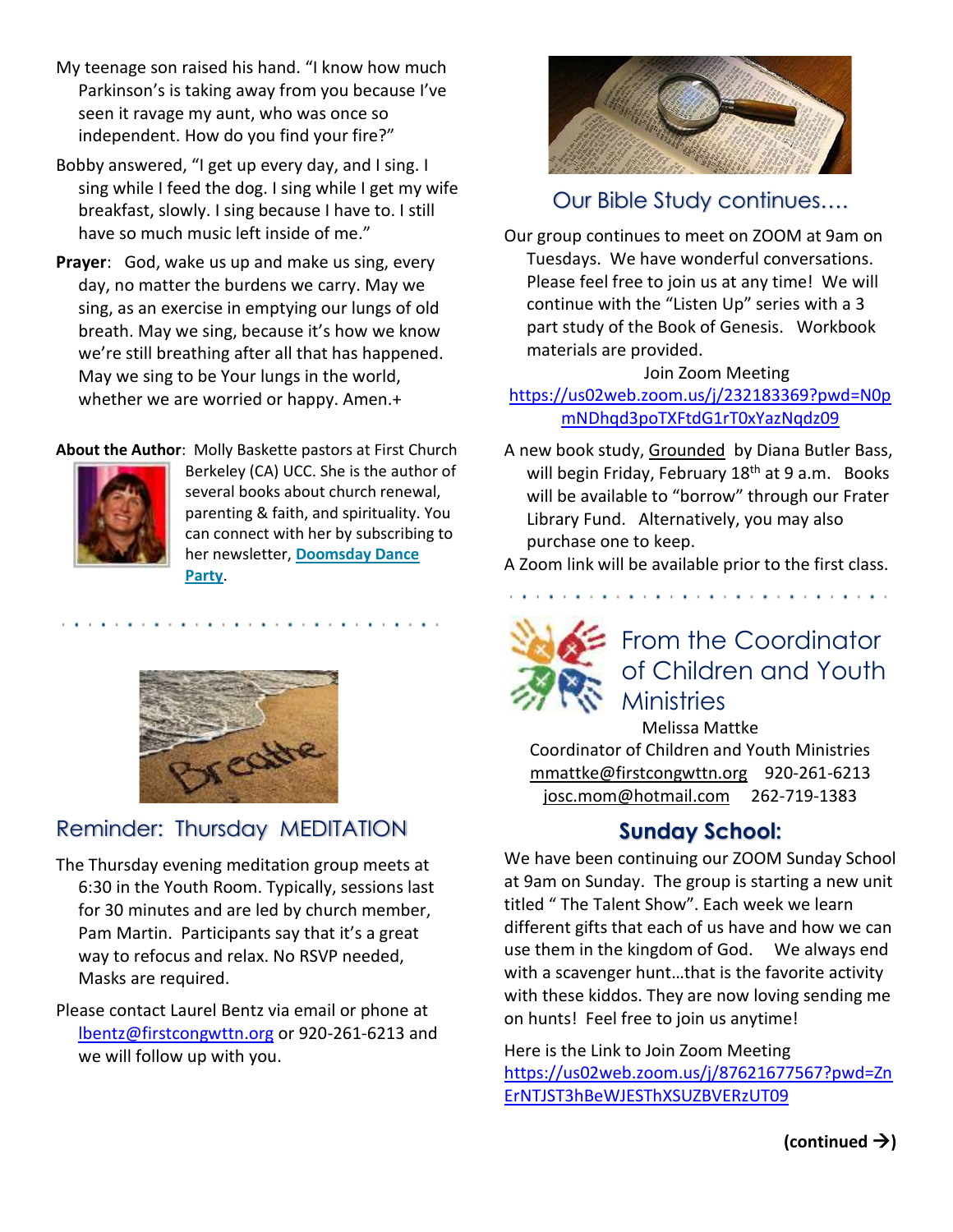My teenage son raised his hand. "I know how much Parkinson's is taking away from you because I've seen it ravage my aunt, who was once so independent. How do you find your fire?"

Bobby answered, "I get up every day, and I sing. I sing while I feed the dog. I sing while I get my wife breakfast, slowly. I sing because I have to. I still have so much music left inside of me."

**Prayer**: God, wake us up and make us sing, every day, no matter the burdens we carry. May we sing, as an exercise in emptying our lungs of old breath. May we sing, because it's how we know we're still breathing after all that has happened. May we sing to be Your lungs in the world, whether we are worried or happy. Amen.+

**About the Author**: Molly Baskette pastors at First Church Berkeley (CA) UCC. She is the author of several books about church renewal, parenting & faith, and spirituality. You can connect with her by subscribing to her newsletter, **Doomsday Dance Party**.

## Reminder: Thursday MEDITATION

The Thursday evening meditation group meets at 6:30 in the Youth Room. Typically, sessions last for 30 minutes and are led by church member, Pam Martin. Participants say that it's a great way to refocus and relax. No RSVP needed, Masks are required.

Please contact Laurel Bentz via email or phone at lbentz@firstcongwttn.org or 920-261-6213 and we will follow up with you.

## Our Bible Study continues….

Our group continues to meet on ZOOM at 9am on Tuesdays. We have wonderful conversations. Please feel free to join us at any time! We will continue with the "Listen Up" series with a 3 part study of the Book of Genesis. Workbook materials are provided.

Join Zoom Meeting
https://us02web.zoom.us/j/232183369?pwd=N0pmNDhqd3poTXFtdG1rT0xYazNqdz09

A new book study, Grounded by Diana Butler Bass, will begin Friday, February 18th at 9 a.m. Books will be available to "borrow" through our Frater Library Fund. Alternatively, you may also purchase one to keep.

A Zoom link will be available prior to the first class.

## From the Coordinator of Children and Youth Ministries

Melissa Mattke
Coordinator of Children and Youth Ministries
mmattke@firstcongwttn.org 920-261-6213
josc.mom@hotmail.com 262-719-1383

### Sunday School:

We have been continuing our ZOOM Sunday School at 9am on Sunday. The group is starting a new unit titled " The Talent Show". Each week we learn different gifts that each of us have and how we can use them in the kingdom of God. We always end with a scavenger hunt…that is the favorite activity with these kiddos. They are now loving sending me on hunts! Feel free to join us anytime!

Here is the Link to Join Zoom Meeting
https://us02web.zoom.us/j/87621677567?pwd=ZnErNTJST3hBeWJESThXSUZBVERzUT09

**(continued →)**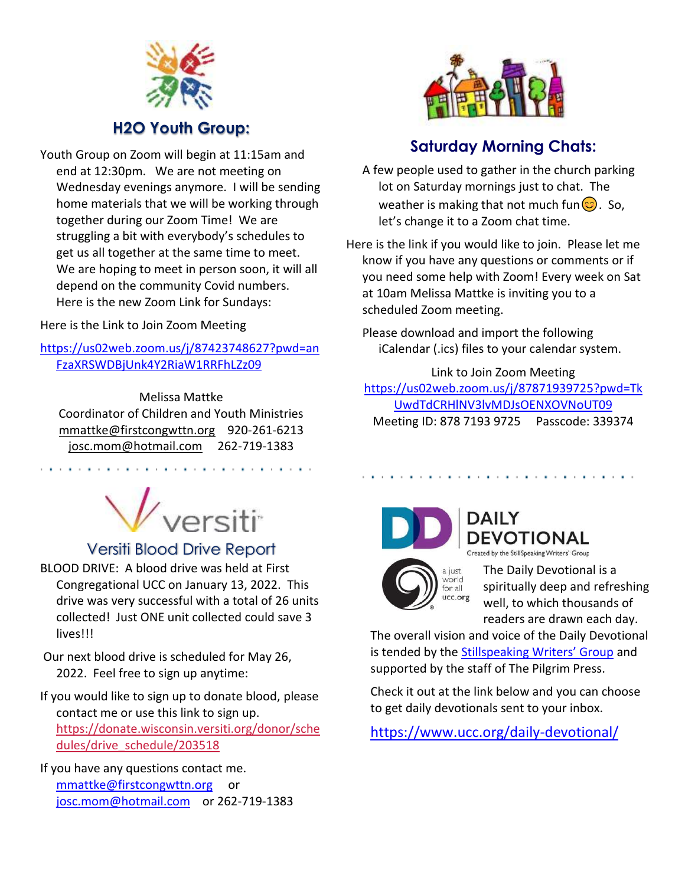## H2O Youth Group:

Youth Group on Zoom will begin at 11:15am and end at 12:30pm. We are not meeting on Wednesday evenings anymore. I will be sending home materials that we will be working through together during our Zoom Time! We are struggling a bit with everybody's schedules to get us all together at the same time to meet. We are hoping to meet in person soon, it will all depend on the community Covid numbers. Here is the new Zoom Link for Sundays:

Here is the Link to Join Zoom Meeting

https://us02web.zoom.us/j/87423748627?pwd=anFzaXRSWDBjUnk4Y2RiaW1RRFhLZz09

Melissa Mattke
Coordinator of Children and Youth Ministries
mmattke@firstcongwttn.org 920-261-6213
josc.mom@hotmail.com 262-719-1383

## Versiti Blood Drive Report

BLOOD DRIVE: A blood drive was held at First Congregational UCC on January 13, 2022. This drive was very successful with a total of 26 units collected! Just ONE unit collected could save 3 lives!!!

Our next blood drive is scheduled for May 26, 2022. Feel free to sign up anytime:

If you would like to sign up to donate blood, please contact me or use this link to sign up. https://donate.wisconsin.versiti.org/donor/schedules/drive_schedule/203518

If you have any questions contact me. mmattke@firstcongwttn.org or josc.mom@hotmail.com or 262-719-1383

## Saturday Morning Chats:

A few people used to gather in the church parking lot on Saturday mornings just to chat. The weather is making that not much fun😊. So, let's change it to a Zoom chat time.

Here is the link if you would like to join. Please let me know if you have any questions or comments or if you need some help with Zoom! Every week on Sat at 10am Melissa Mattke is inviting you to a scheduled Zoom meeting.

Please download and import the following iCalendar (.ics) files to your calendar system.

Link to Join Zoom Meeting
https://us02web.zoom.us/j/87871939725?pwd=TkUwdTdCRHlNV3lvMDJsOENXOVNoUT09
Meeting ID: 878 7193 9725 Passcode: 339374

## DAILY DEVOTIONAL

Created by the StillSpeaking Writers' Group

The Daily Devotional is a spiritually deep and refreshing well, to which thousands of readers are drawn each day. The overall vision and voice of the Daily Devotional is tended by the Stillspeaking Writers' Group and supported by the staff of The Pilgrim Press.

Check it out at the link below and you can choose to get daily devotionals sent to your inbox.

https://www.ucc.org/daily-devotional/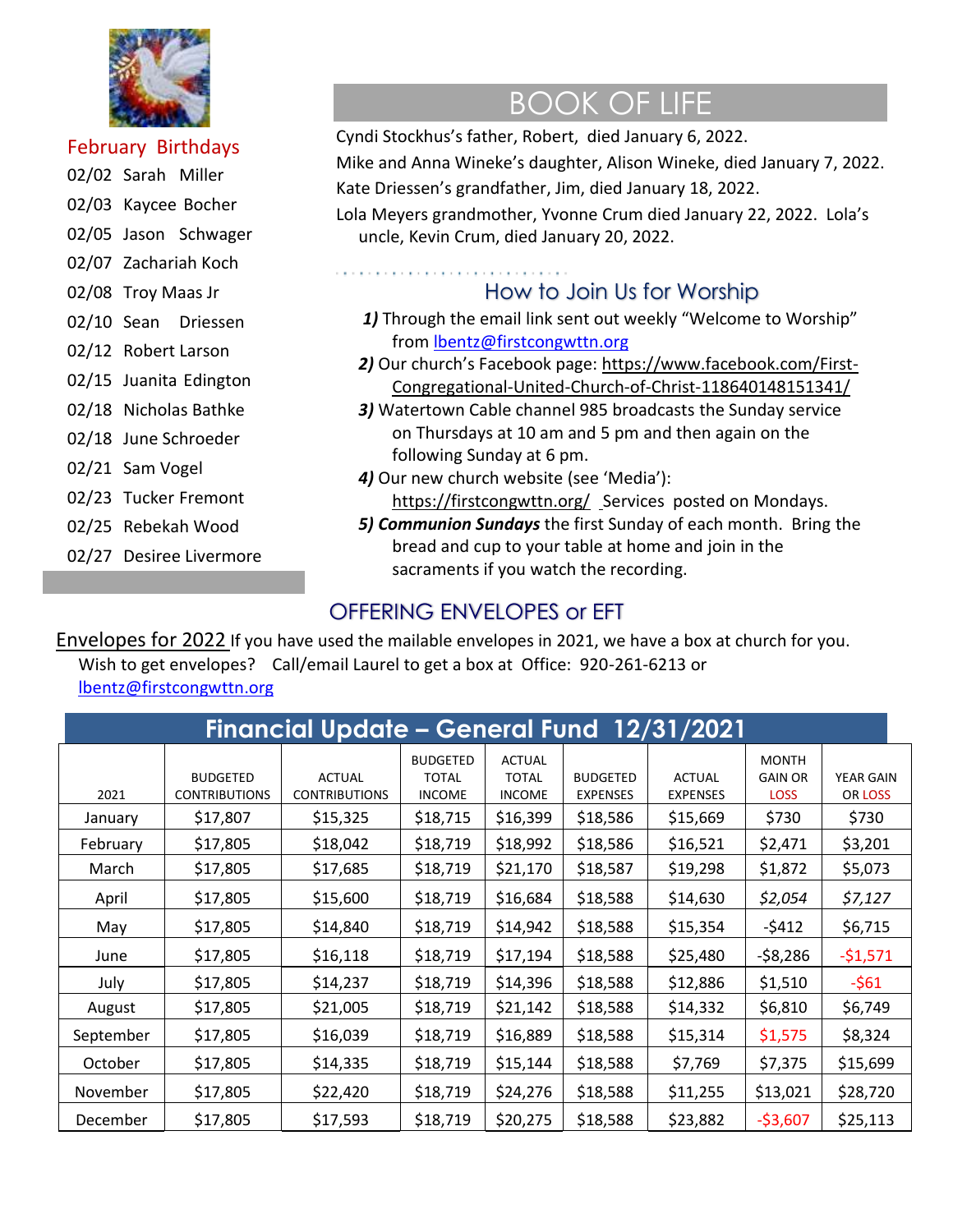## February Birthdays

02/02 Sarah Miller
02/03 Kaycee Bocher
02/05 Jason Schwager
02/07 Zachariah Koch
02/08 Troy Maas Jr
02/10 Sean Driessen
02/12 Robert Larson
02/15 Juanita Edington
02/18 Nicholas Bathke
02/18 June Schroeder
02/21 Sam Vogel
02/23 Tucker Fremont
02/25 Rebekah Wood
02/27 Desiree Livermore

## BOOK OF LIFE

Cyndi Stockhus's father, Robert, died January 6, 2022.

Mike and Anna Wineke's daughter, Alison Wineke, died January 7, 2022.

Kate Driessen's grandfather, Jim, died January 18, 2022.

Lola Meyers grandmother, Yvonne Crum died January 22, 2022. Lola's uncle, Kevin Crum, died January 20, 2022.

## How to Join Us for Worship

*1)* Through the email link sent out weekly "Welcome to Worship" from lbentz@firstcongwttn.org

*2)* Our church's Facebook page: https://www.facebook.com/First-Congregational-United-Church-of-Christ-118640148151341/

*3)* Watertown Cable channel 985 broadcasts the Sunday service on Thursdays at 10 am and 5 pm and then again on the following Sunday at 6 pm.

*4)* Our new church website (see 'Media'): https://firstcongwttn.org/ Services posted on Mondays.

***5) Communion Sundays*** the first Sunday of each month. Bring the bread and cup to your table at home and join in the sacraments if you watch the recording.

## OFFERING ENVELOPES or EFT

Envelopes for 2022 If you have used the mailable envelopes in 2021, we have a box at church for you. Wish to get envelopes? Call/email Laurel to get a box at Office: 920-261-6213 or lbentz@firstcongwttn.org

## Financial Update – General Fund 12/31/2021

| 2021 | BUDGETED CONTRIBUTIONS | ACTUAL CONTRIBUTIONS | BUDGETED TOTAL INCOME | ACTUAL TOTAL INCOME | BUDGETED EXPENSES | ACTUAL EXPENSES | MONTH GAIN OR LOSS | YEAR GAIN OR LOSS |
|---|---|---|---|---|---|---|---|---|
| January | $17,807 | $15,325 | $18,715 | $16,399 | $18,586 | $15,669 | $730 | $730 |
| February | $17,805 | $18,042 | $18,719 | $18,992 | $18,586 | $16,521 | $2,471 | $3,201 |
| March | $17,805 | $17,685 | $18,719 | $21,170 | $18,587 | $19,298 | $1,872 | $5,073 |
| April | $17,805 | $15,600 | $18,719 | $16,684 | $18,588 | $14,630 | *$2,054* | *$7,127* |
| May | $17,805 | $14,840 | $18,719 | $14,942 | $18,588 | $15,354 | -$412 | $6,715 |
| June | $17,805 | $16,118 | $18,719 | $17,194 | $18,588 | $25,480 | -$8,286 | -$1,571 |
| July | $17,805 | $14,237 | $18,719 | $14,396 | $18,588 | $12,886 | $1,510 | -$61 |
| August | $17,805 | $21,005 | $18,719 | $21,142 | $18,588 | $14,332 | $6,810 | $6,749 |
| September | $17,805 | $16,039 | $18,719 | $16,889 | $18,588 | $15,314 | $1,575 | $8,324 |
| October | $17,805 | $14,335 | $18,719 | $15,144 | $18,588 | $7,769 | $7,375 | $15,699 |
| November | $17,805 | $22,420 | $18,719 | $24,276 | $18,588 | $11,255 | $13,021 | $28,720 |
| December | $17,805 | $17,593 | $18,719 | $20,275 | $18,588 | $23,882 | -$3,607 | $25,113 |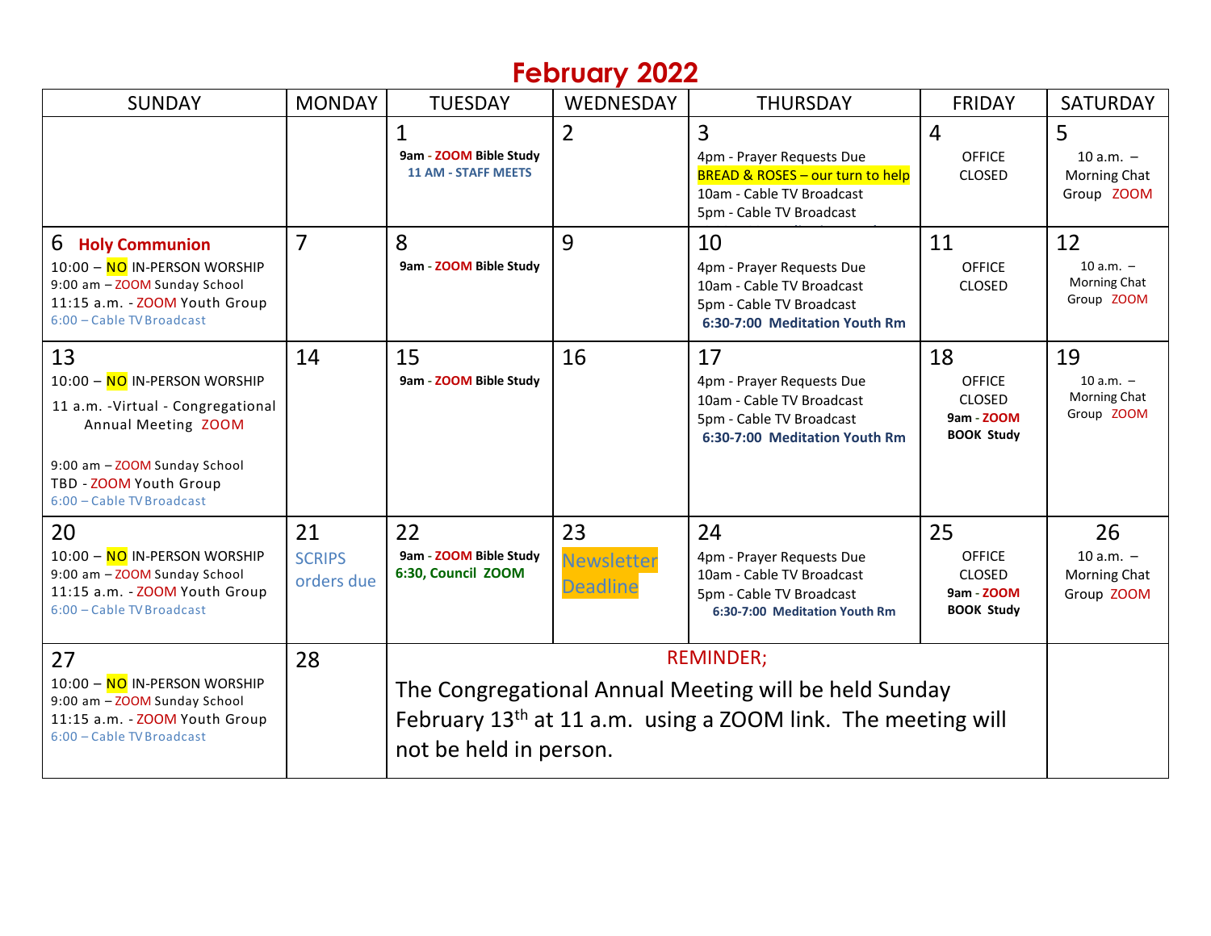# February 2022

| SUNDAY | MONDAY | TUESDAY | WEDNESDAY | THURSDAY | FRIDAY | SATURDAY |
|---|---|---|---|---|---|---|
| | | 1<br>9am - ZOOM Bible Study<br>11 AM - STAFF MEETS | 2 | 3<br>4pm - Prayer Requests Due<br>BREAD & ROSES – our turn to help<br>10am - Cable TV Broadcast<br>5pm - Cable TV Broadcast | 4<br>OFFICE CLOSED | 5<br>10 a.m. – Morning Chat Group ZOOM |
| 6 **Holy Communion**<br>10:00 – NO IN-PERSON WORSHIP<br>9:00 am – ZOOM Sunday School<br>11:15 a.m. - ZOOM Youth Group<br>6:00 – Cable TV Broadcast | 7 | 8<br>9am - ZOOM Bible Study | 9 | 10<br>4pm - Prayer Requests Due<br>10am - Cable TV Broadcast<br>5pm - Cable TV Broadcast<br>6:30-7:00 Meditation Youth Rm | 11<br>OFFICE CLOSED | 12<br>10 a.m. – Morning Chat Group ZOOM |
| 13<br>10:00 – NO IN-PERSON WORSHIP<br>11 a.m. -Virtual - Congregational Annual Meeting ZOOM<br>9:00 am – ZOOM Sunday School<br>TBD - ZOOM Youth Group<br>6:00 – Cable TV Broadcast | 14 | 15<br>9am - ZOOM Bible Study | 16 | 17<br>4pm - Prayer Requests Due<br>10am - Cable TV Broadcast<br>5pm - Cable TV Broadcast<br>6:30-7:00 Meditation Youth Rm | 18<br>OFFICE CLOSED<br>9am - ZOOM BOOK Study | 19<br>10 a.m. – Morning Chat Group ZOOM |
| 20<br>10:00 – NO IN-PERSON WORSHIP<br>9:00 am – ZOOM Sunday School<br>11:15 a.m. - ZOOM Youth Group<br>6:00 – Cable TV Broadcast | 21<br>SCRIPS orders due | 22<br>9am - ZOOM Bible Study<br>6:30, Council ZOOM | 23<br>Newsletter Deadline | 24<br>4pm - Prayer Requests Due<br>10am - Cable TV Broadcast<br>5pm - Cable TV Broadcast<br>6:30-7:00 Meditation Youth Rm | 25<br>OFFICE CLOSED<br>9am - ZOOM BOOK Study | 26<br>10 a.m. – Morning Chat Group ZOOM |
| 27<br>10:00 – NO IN-PERSON WORSHIP<br>9:00 am – ZOOM Sunday School<br>11:15 a.m. - ZOOM Youth Group<br>6:00 – Cable TV Broadcast | 28 | REMINDER;<br>The Congregational Annual Meeting will be held Sunday February 13th at 11 a.m. using a ZOOM link. The meeting will not be held in person. | | | | |